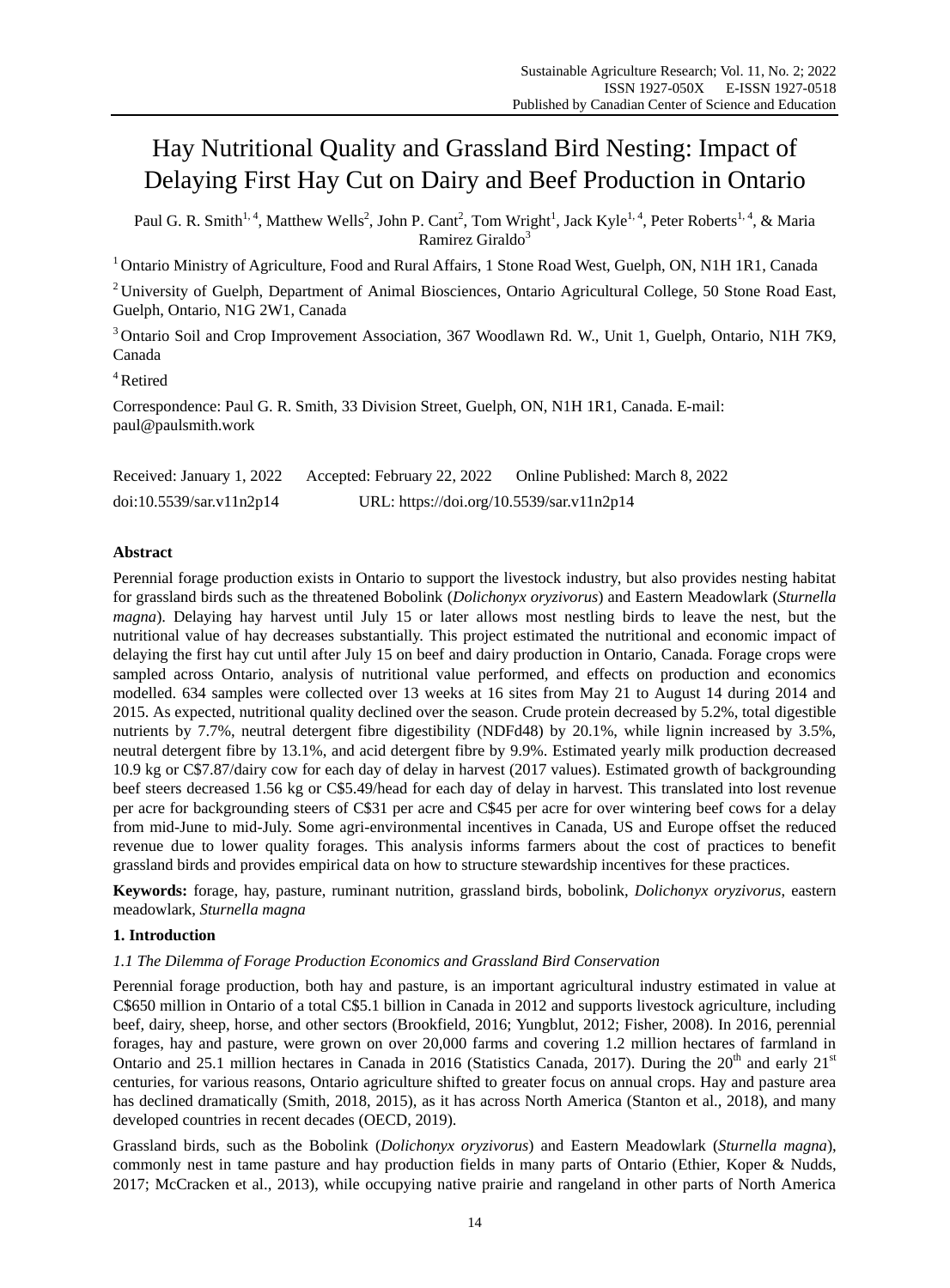# Hay Nutritional Quality and Grassland Bird Nesting: Impact of Delaying First Hay Cut on Dairy and Beef Production in Ontario

Paul G. R. Smith[1, 4], Matthew Wells[2], John P. Cant[2], Tom Wright[1], Jack Kyle[1, 4], Peter Roberts[1, 4], & Maria Ramirez Giraldo[3]

[1] Ontario Ministry of Agriculture, Food and Rural Affairs, 1 Stone Road West, Guelph, ON, N1H 1R1, Canada

[2] University of Guelph, Department of Animal Biosciences, Ontario Agricultural College, 50 Stone Road East, Guelph, Ontario, N1G 2W1, Canada

[3] Ontario Soil and Crop Improvement Association, 367 Woodlawn Rd. W., Unit 1, Guelph, Ontario, N1H 7K9, Canada

[4] Retired

Correspondence: Paul G. R. Smith, 33 Division Street, Guelph, ON, N1H 1R1, Canada. E-mail: paul@paulsmith.work

Received: January 1, 2022 Accepted: February 22, 2022 Online Published: March 8, 2022

doi:10.5539/sar.v11n2p14 URL: https://doi.org/10.5539/sar.v11n2p14

## Abstract

Perennial forage production exists in Ontario to support the livestock industry, but also provides nesting habitat for grassland birds such as the threatened Bobolink (*Dolichonyx oryzivorus*) and Eastern Meadowlark (*Sturnella magna*). Delaying hay harvest until July 15 or later allows most nestling birds to leave the nest, but the nutritional value of hay decreases substantially. This project estimated the nutritional and economic impact of delaying the first hay cut until after July 15 on beef and dairy production in Ontario, Canada. Forage crops were sampled across Ontario, analysis of nutritional value performed, and effects on production and economics modelled. 634 samples were collected over 13 weeks at 16 sites from May 21 to August 14 during 2014 and 2015. As expected, nutritional quality declined over the season. Crude protein decreased by 5.2%, total digestible nutrients by 7.7%, neutral detergent fibre digestibility (NDFd48) by 20.1%, while lignin increased by 3.5%, neutral detergent fibre by 13.1%, and acid detergent fibre by 9.9%. Estimated yearly milk production decreased 10.9 kg or C$7.87/dairy cow for each day of delay in harvest (2017 values). Estimated growth of backgrounding beef steers decreased 1.56 kg or C$5.49/head for each day of delay in harvest. This translated into lost revenue per acre for backgrounding steers of C$31 per acre and C$45 per acre for over wintering beef cows for a delay from mid-June to mid-July. Some agri-environmental incentives in Canada, US and Europe offset the reduced revenue due to lower quality forages. This analysis informs farmers about the cost of practices to benefit grassland birds and provides empirical data on how to structure stewardship incentives for these practices.

**Keywords:** forage, hay, pasture, ruminant nutrition, grassland birds, bobolink, *Dolichonyx oryzivorus*, eastern meadowlark, *Sturnella magna*

## 1. Introduction

### *1.1 The Dilemma of Forage Production Economics and Grassland Bird Conservation*

Perennial forage production, both hay and pasture, is an important agricultural industry estimated in value at C$650 million in Ontario of a total C$5.1 billion in Canada in 2012 and supports livestock agriculture, including beef, dairy, sheep, horse, and other sectors (Brookfield, 2016; Yungblut, 2012; Fisher, 2008). In 2016, perennial forages, hay and pasture, were grown on over 20,000 farms and covering 1.2 million hectares of farmland in Ontario and 25.1 million hectares in Canada in 2016 (Statistics Canada, 2017). During the 20th and early 21st centuries, for various reasons, Ontario agriculture shifted to greater focus on annual crops. Hay and pasture area has declined dramatically (Smith, 2018, 2015), as it has across North America (Stanton et al., 2018), and many developed countries in recent decades (OECD, 2019).

Grassland birds, such as the Bobolink (*Dolichonyx oryzivorus*) and Eastern Meadowlark (*Sturnella magna*), commonly nest in tame pasture and hay production fields in many parts of Ontario (Ethier, Koper & Nudds, 2017; McCracken et al., 2013), while occupying native prairie and rangeland in other parts of North America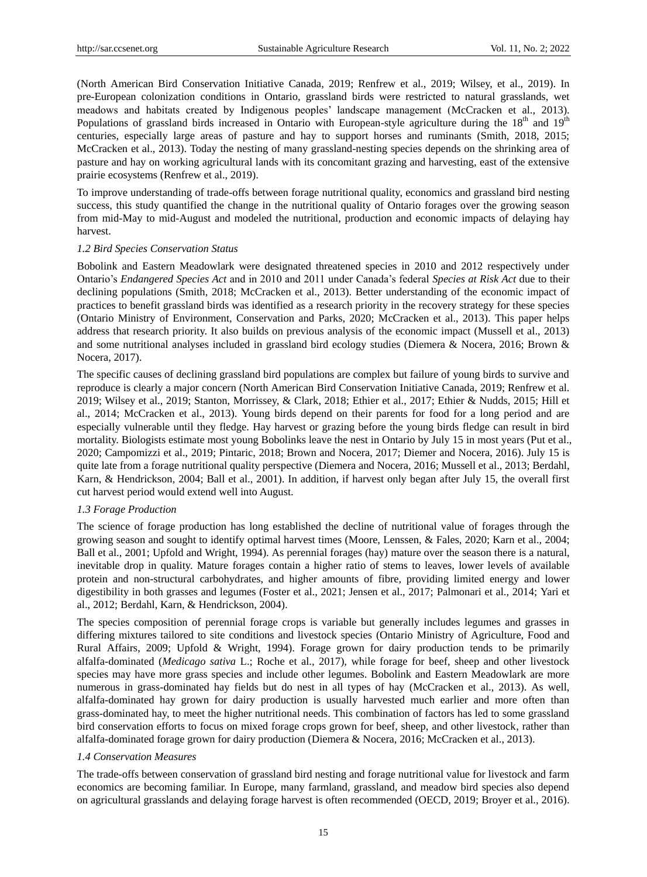(North American Bird Conservation Initiative Canada, 2019; Renfrew et al., 2019; Wilsey, et al., 2019). In pre-European colonization conditions in Ontario, grassland birds were restricted to natural grasslands, wet meadows and habitats created by Indigenous peoples' landscape management (McCracken et al., 2013). Populations of grassland birds increased in Ontario with European-style agriculture during the $18^{th}$ and $19^{th}$ centuries, especially large areas of pasture and hay to support horses and ruminants (Smith, 2018, 2015; McCracken et al., 2013). Today the nesting of many grassland-nesting species depends on the shrinking area of pasture and hay on working agricultural lands with its concomitant grazing and harvesting, east of the extensive prairie ecosystems (Renfrew et al., 2019).

To improve understanding of trade-offs between forage nutritional quality, economics and grassland bird nesting success, this study quantified the change in the nutritional quality of Ontario forages over the growing season from mid-May to mid-August and modeled the nutritional, production and economic impacts of delaying hay harvest.

### *1.2 Bird Species Conservation Status*

Bobolink and Eastern Meadowlark were designated threatened species in 2010 and 2012 respectively under Ontario's *Endangered Species Act* and in 2010 and 2011 under Canada's federal *Species at Risk Act* due to their declining populations (Smith, 2018; McCracken et al., 2013). Better understanding of the economic impact of practices to benefit grassland birds was identified as a research priority in the recovery strategy for these species (Ontario Ministry of Environment, Conservation and Parks, 2020; McCracken et al., 2013). This paper helps address that research priority. It also builds on previous analysis of the economic impact (Mussell et al., 2013) and some nutritional analyses included in grassland bird ecology studies (Diemera & Nocera, 2016; Brown & Nocera, 2017).

The specific causes of declining grassland bird populations are complex but failure of young birds to survive and reproduce is clearly a major concern (North American Bird Conservation Initiative Canada, 2019; Renfrew et al. 2019; Wilsey et al., 2019; Stanton, Morrissey, & Clark, 2018; Ethier et al., 2017; Ethier & Nudds, 2015; Hill et al., 2014; McCracken et al., 2013). Young birds depend on their parents for food for a long period and are especially vulnerable until they fledge. Hay harvest or grazing before the young birds fledge can result in bird mortality. Biologists estimate most young Bobolinks leave the nest in Ontario by July 15 in most years (Put et al., 2020; Campomizzi et al., 2019; Pintaric, 2018; Brown and Nocera, 2017; Diemer and Nocera, 2016). July 15 is quite late from a forage nutritional quality perspective (Diemera and Nocera, 2016; Mussell et al., 2013; Berdahl, Karn, & Hendrickson, 2004; Ball et al., 2001). In addition, if harvest only began after July 15, the overall first cut harvest period would extend well into August.

### *1.3 Forage Production*

The science of forage production has long established the decline of nutritional value of forages through the growing season and sought to identify optimal harvest times (Moore, Lenssen, & Fales, 2020; Karn et al., 2004; Ball et al., 2001; Upfold and Wright, 1994). As perennial forages (hay) mature over the season there is a natural, inevitable drop in quality. Mature forages contain a higher ratio of stems to leaves, lower levels of available protein and non-structural carbohydrates, and higher amounts of fibre, providing limited energy and lower digestibility in both grasses and legumes (Foster et al., 2021; Jensen et al., 2017; Palmonari et al., 2014; Yari et al., 2012; Berdahl, Karn, & Hendrickson, 2004).

The species composition of perennial forage crops is variable but generally includes legumes and grasses in differing mixtures tailored to site conditions and livestock species (Ontario Ministry of Agriculture, Food and Rural Affairs, 2009; Upfold & Wright, 1994). Forage grown for dairy production tends to be primarily alfalfa-dominated (*Medicago sativa* L.; Roche et al., 2017), while forage for beef, sheep and other livestock species may have more grass species and include other legumes. Bobolink and Eastern Meadowlark are more numerous in grass-dominated hay fields but do nest in all types of hay (McCracken et al., 2013). As well, alfalfa-dominated hay grown for dairy production is usually harvested much earlier and more often than grass-dominated hay, to meet the higher nutritional needs. This combination of factors has led to some grassland bird conservation efforts to focus on mixed forage crops grown for beef, sheep, and other livestock, rather than alfalfa-dominated forage grown for dairy production (Diemera & Nocera, 2016; McCracken et al., 2013).

### *1.4 Conservation Measures*

The trade-offs between conservation of grassland bird nesting and forage nutritional value for livestock and farm economics are becoming familiar. In Europe, many farmland, grassland, and meadow bird species also depend on agricultural grasslands and delaying forage harvest is often recommended (OECD, 2019; Broyer et al., 2016).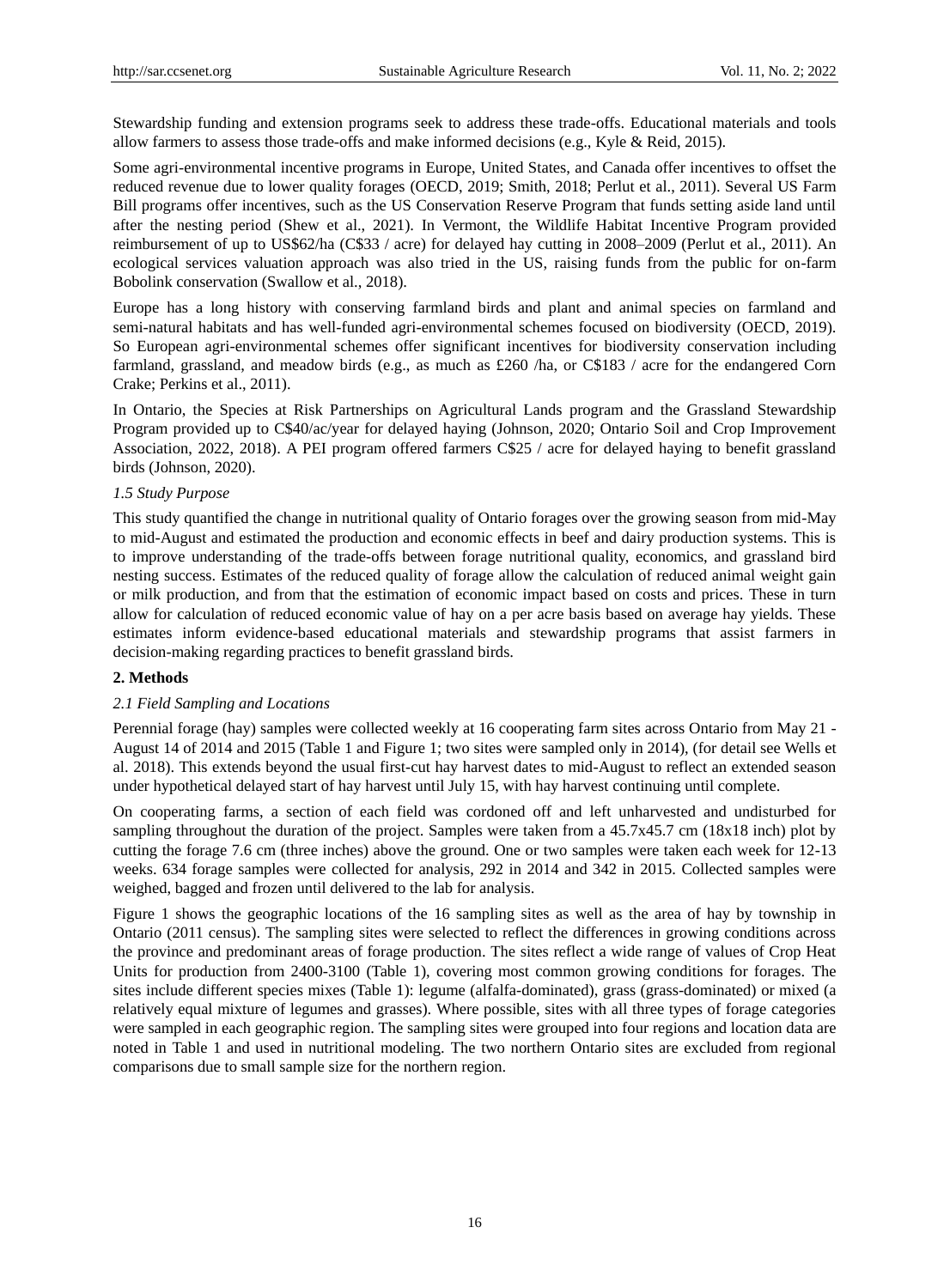Stewardship funding and extension programs seek to address these trade-offs. Educational materials and tools allow farmers to assess those trade-offs and make informed decisions (e.g., Kyle & Reid, 2015).

Some agri-environmental incentive programs in Europe, United States, and Canada offer incentives to offset the reduced revenue due to lower quality forages (OECD, 2019; Smith, 2018; Perlut et al., 2011). Several US Farm Bill programs offer incentives, such as the US Conservation Reserve Program that funds setting aside land until after the nesting period (Shew et al., 2021). In Vermont, the Wildlife Habitat Incentive Program provided reimbursement of up to US$62/ha (C$33 / acre) for delayed hay cutting in 2008–2009 (Perlut et al., 2011). An ecological services valuation approach was also tried in the US, raising funds from the public for on-farm Bobolink conservation (Swallow et al., 2018).

Europe has a long history with conserving farmland birds and plant and animal species on farmland and semi-natural habitats and has well-funded agri-environmental schemes focused on biodiversity (OECD, 2019). So European agri-environmental schemes offer significant incentives for biodiversity conservation including farmland, grassland, and meadow birds (e.g., as much as £260 /ha, or C$183 / acre for the endangered Corn Crake; Perkins et al., 2011).

In Ontario, the Species at Risk Partnerships on Agricultural Lands program and the Grassland Stewardship Program provided up to C$40/ac/year for delayed haying (Johnson, 2020; Ontario Soil and Crop Improvement Association, 2022, 2018). A PEI program offered farmers C$25 / acre for delayed haying to benefit grassland birds (Johnson, 2020).

### *1.5 Study Purpose*

This study quantified the change in nutritional quality of Ontario forages over the growing season from mid-May to mid-August and estimated the production and economic effects in beef and dairy production systems. This is to improve understanding of the trade-offs between forage nutritional quality, economics, and grassland bird nesting success. Estimates of the reduced quality of forage allow the calculation of reduced animal weight gain or milk production, and from that the estimation of economic impact based on costs and prices. These in turn allow for calculation of reduced economic value of hay on a per acre basis based on average hay yields. These estimates inform evidence-based educational materials and stewardship programs that assist farmers in decision-making regarding practices to benefit grassland birds.

## 2. Methods

### *2.1 Field Sampling and Locations*

Perennial forage (hay) samples were collected weekly at 16 cooperating farm sites across Ontario from May 21 - August 14 of 2014 and 2015 (Table 1 and Figure 1; two sites were sampled only in 2014), (for detail see Wells et al. 2018). This extends beyond the usual first-cut hay harvest dates to mid-August to reflect an extended season under hypothetical delayed start of hay harvest until July 15, with hay harvest continuing until complete.

On cooperating farms, a section of each field was cordoned off and left unharvested and undisturbed for sampling throughout the duration of the project. Samples were taken from a 45.7x45.7 cm (18x18 inch) plot by cutting the forage 7.6 cm (three inches) above the ground. One or two samples were taken each week for 12-13 weeks. 634 forage samples were collected for analysis, 292 in 2014 and 342 in 2015. Collected samples were weighed, bagged and frozen until delivered to the lab for analysis.

Figure 1 shows the geographic locations of the 16 sampling sites as well as the area of hay by township in Ontario (2011 census). The sampling sites were selected to reflect the differences in growing conditions across the province and predominant areas of forage production. The sites reflect a wide range of values of Crop Heat Units for production from 2400-3100 (Table 1), covering most common growing conditions for forages. The sites include different species mixes (Table 1): legume (alfalfa-dominated), grass (grass-dominated) or mixed (a relatively equal mixture of legumes and grasses). Where possible, sites with all three types of forage categories were sampled in each geographic region. The sampling sites were grouped into four regions and location data are noted in Table 1 and used in nutritional modeling. The two northern Ontario sites are excluded from regional comparisons due to small sample size for the northern region.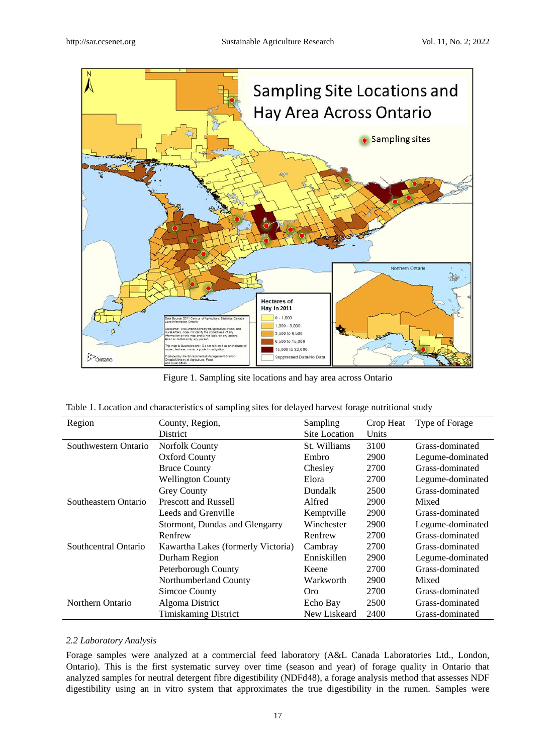Figure 1. Sampling site locations and hay area across Ontario

Table 1. Location and characteristics of sampling sites for delayed harvest forage nutritional study

| Region | County, Region, District | Sampling Site Location | Crop Heat Units | Type of Forage |
|---|---|---|---|---|
| Southwestern Ontario | Norfolk County | St. Williams | 3100 | Grass-dominated |
| | Oxford County | Embro | 2900 | Legume-dominated |
| | Bruce County | Chesley | 2700 | Grass-dominated |
| | Wellington County | Elora | 2700 | Legume-dominated |
| | Grey County | Dundalk | 2500 | Grass-dominated |
| Southeastern Ontario | Prescott and Russell | Alfred | 2900 | Mixed |
| | Leeds and Grenville | Kemptville | 2900 | Grass-dominated |
| | Stormont, Dundas and Glengarry | Winchester | 2900 | Legume-dominated |
| | Renfrew | Renfrew | 2700 | Grass-dominated |
| Southcentral Ontario | Kawartha Lakes (formerly Victoria) | Cambray | 2700 | Grass-dominated |
| | Durham Region | Enniskillen | 2900 | Legume-dominated |
| | Peterborough County | Keene | 2700 | Grass-dominated |
| | Northumberland County | Warkworth | 2900 | Mixed |
| | Simcoe County | Oro | 2700 | Grass-dominated |
| Northern Ontario | Algoma District | Echo Bay | 2500 | Grass-dominated |
| | Timiskaming District | New Liskeard | 2400 | Grass-dominated |

### *2.2 Laboratory Analysis*

Forage samples were analyzed at a commercial feed laboratory (A&L Canada Laboratories Ltd., London, Ontario). This is the first systematic survey over time (season and year) of forage quality in Ontario that analyzed samples for neutral detergent fibre digestibility (NDFd48), a forage analysis method that assesses NDF digestibility using an in vitro system that approximates the true digestibility in the rumen. Samples were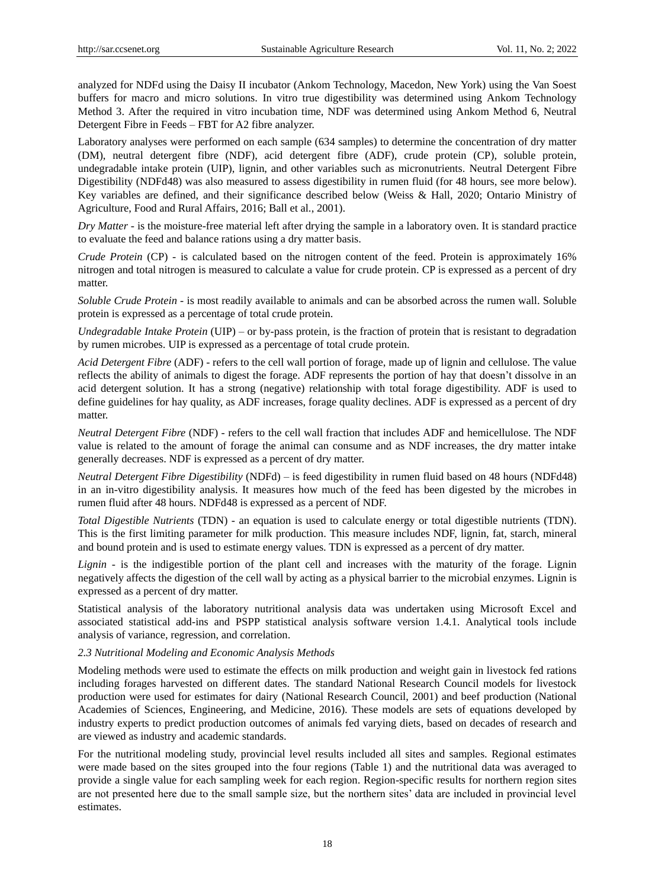analyzed for NDFd using the Daisy II incubator (Ankom Technology, Macedon, New York) using the Van Soest buffers for macro and micro solutions. In vitro true digestibility was determined using Ankom Technology Method 3. After the required in vitro incubation time, NDF was determined using Ankom Method 6, Neutral Detergent Fibre in Feeds – FBT for A2 fibre analyzer.

Laboratory analyses were performed on each sample (634 samples) to determine the concentration of dry matter (DM), neutral detergent fibre (NDF), acid detergent fibre (ADF), crude protein (CP), soluble protein, undegradable intake protein (UIP), lignin, and other variables such as micronutrients. Neutral Detergent Fibre Digestibility (NDFd48) was also measured to assess digestibility in rumen fluid (for 48 hours, see more below). Key variables are defined, and their significance described below (Weiss & Hall, 2020; Ontario Ministry of Agriculture, Food and Rural Affairs, 2016; Ball et al., 2001).

*Dry Matter* - is the moisture-free material left after drying the sample in a laboratory oven. It is standard practice to evaluate the feed and balance rations using a dry matter basis.

*Crude Protein* (CP) - is calculated based on the nitrogen content of the feed. Protein is approximately 16% nitrogen and total nitrogen is measured to calculate a value for crude protein. CP is expressed as a percent of dry matter.

*Soluble Crude Protein* - is most readily available to animals and can be absorbed across the rumen wall. Soluble protein is expressed as a percentage of total crude protein.

*Undegradable Intake Protein* (UIP) – or by-pass protein, is the fraction of protein that is resistant to degradation by rumen microbes. UIP is expressed as a percentage of total crude protein.

*Acid Detergent Fibre* (ADF) - refers to the cell wall portion of forage, made up of lignin and cellulose. The value reflects the ability of animals to digest the forage. ADF represents the portion of hay that doesn't dissolve in an acid detergent solution. It has a strong (negative) relationship with total forage digestibility. ADF is used to define guidelines for hay quality, as ADF increases, forage quality declines. ADF is expressed as a percent of dry matter.

*Neutral Detergent Fibre* (NDF) - refers to the cell wall fraction that includes ADF and hemicellulose. The NDF value is related to the amount of forage the animal can consume and as NDF increases, the dry matter intake generally decreases. NDF is expressed as a percent of dry matter.

*Neutral Detergent Fibre Digestibility* (NDFd) – is feed digestibility in rumen fluid based on 48 hours (NDFd48) in an in-vitro digestibility analysis. It measures how much of the feed has been digested by the microbes in rumen fluid after 48 hours. NDFd48 is expressed as a percent of NDF.

*Total Digestible Nutrients* (TDN) - an equation is used to calculate energy or total digestible nutrients (TDN). This is the first limiting parameter for milk production. This measure includes NDF, lignin, fat, starch, mineral and bound protein and is used to estimate energy values. TDN is expressed as a percent of dry matter.

*Lignin* - is the indigestible portion of the plant cell and increases with the maturity of the forage. Lignin negatively affects the digestion of the cell wall by acting as a physical barrier to the microbial enzymes. Lignin is expressed as a percent of dry matter.

Statistical analysis of the laboratory nutritional analysis data was undertaken using Microsoft Excel and associated statistical add-ins and PSPP statistical analysis software version 1.4.1. Analytical tools include analysis of variance, regression, and correlation.

### 2.3 Nutritional Modeling and Economic Analysis Methods

Modeling methods were used to estimate the effects on milk production and weight gain in livestock fed rations including forages harvested on different dates. The standard National Research Council models for livestock production were used for estimates for dairy (National Research Council, 2001) and beef production (National Academies of Sciences, Engineering, and Medicine, 2016). These models are sets of equations developed by industry experts to predict production outcomes of animals fed varying diets, based on decades of research and are viewed as industry and academic standards.

For the nutritional modeling study, provincial level results included all sites and samples. Regional estimates were made based on the sites grouped into the four regions (Table 1) and the nutritional data was averaged to provide a single value for each sampling week for each region. Region-specific results for northern region sites are not presented here due to the small sample size, but the northern sites' data are included in provincial level estimates.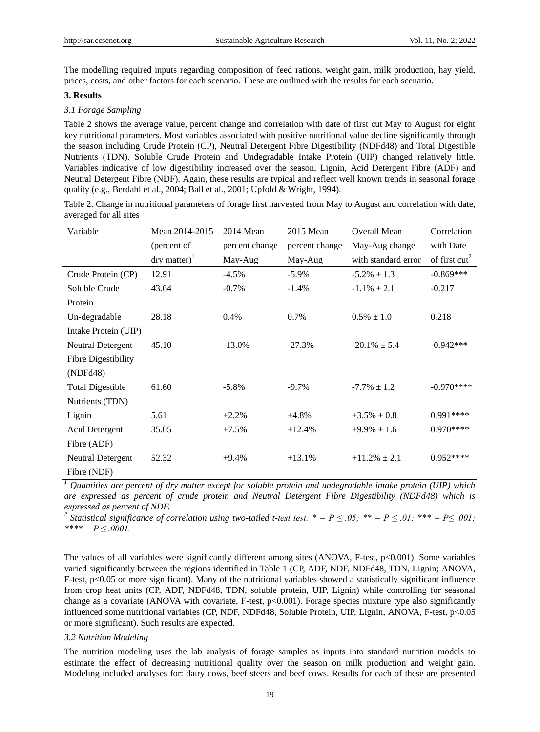The modelling required inputs regarding composition of feed rations, weight gain, milk production, hay yield, prices, costs, and other factors for each scenario. These are outlined with the results for each scenario.

## 3. Results

### 3.1 Forage Sampling

Table 2 shows the average value, percent change and correlation with date of first cut May to August for eight key nutritional parameters. Most variables associated with positive nutritional value decline significantly through the season including Crude Protein (CP), Neutral Detergent Fibre Digestibility (NDFd48) and Total Digestible Nutrients (TDN). Soluble Crude Protein and Undegradable Intake Protein (UIP) changed relatively little. Variables indicative of low digestibility increased over the season, Lignin, Acid Detergent Fibre (ADF) and Neutral Detergent Fibre (NDF). Again, these results are typical and reflect well known trends in seasonal forage quality (e.g., Berdahl et al., 2004; Ball et al., 2001; Upfold & Wright, 1994).

Table 2. Change in nutritional parameters of forage first harvested from May to August and correlation with date, averaged for all sites

| Variable | Mean 2014-2015 (percent of dry matter)[1] | 2014 Mean percent change May-Aug | 2015 Mean percent change May-Aug | Overall Mean May-Aug change with standard error | Correlation with Date of first cut[2] |
|---|---|---|---|---|---|
| Crude Protein (CP) | 12.91 | -4.5% | -5.9% | -5.2% ± 1.3 | -0.869*** |
| Soluble Crude Protein | 43.64 | -0.7% | -1.4% | -1.1% ± 2.1 | -0.217 |
| Un-degradable Intake Protein (UIP) | 28.18 | 0.4% | 0.7% | 0.5% ± 1.0 | 0.218 |
| Neutral Detergent Fibre Digestibility (NDFd48) | 45.10 | -13.0% | -27.3% | -20.1% ± 5.4 | -0.942*** |
| Total Digestible Nutrients (TDN) | 61.60 | -5.8% | -9.7% | -7.7% ± 1.2 | -0.970**** |
| Lignin | 5.61 | +2.2% | +4.8% | +3.5% ± 0.8 | 0.991**** |
| Acid Detergent Fibre (ADF) | 35.05 | +7.5% | +12.4% | +9.9% ± 1.6 | 0.970**** |
| Neutral Detergent Fibre (NDF) | 52.32 | +9.4% | +13.1% | +11.2% ± 2.1 | 0.952**** |

*[1] Quantities are percent of dry matter except for soluble protein and undegradable intake protein (UIP) which are expressed as percent of crude protein and Neutral Detergent Fibre Digestibility (NDFd48) which is expressed as percent of NDF.*

*[2] Statistical significance of correlation using two-tailed t-test test: * = $P \leq .05$; ** = $P \leq .01$; *** = $P \leq .001$; **** = $P \leq .0001$.*

The values of all variables were significantly different among sites (ANOVA, F-test, $p<0.001$). Some variables varied significantly between the regions identified in Table 1 (CP, ADF, NDF, NDFd48, TDN, Lignin; ANOVA, F-test, $p<0.05$ or more significant). Many of the nutritional variables showed a statistically significant influence from crop heat units (CP, ADF, NDFd48, TDN, soluble protein, UIP, Lignin) while controlling for seasonal change as a covariate (ANOVA with covariate, F-test, $p<0.001$). Forage species mixture type also significantly influenced some nutritional variables (CP, NDF, NDFd48, Soluble Protein, UIP, Lignin, ANOVA, F-test, $p<0.05$ or more significant). Such results are expected.

### 3.2 Nutrition Modeling

The nutrition modeling uses the lab analysis of forage samples as inputs into standard nutrition models to estimate the effect of decreasing nutritional quality over the season on milk production and weight gain. Modeling included analyses for: dairy cows, beef steers and beef cows. Results for each of these are presented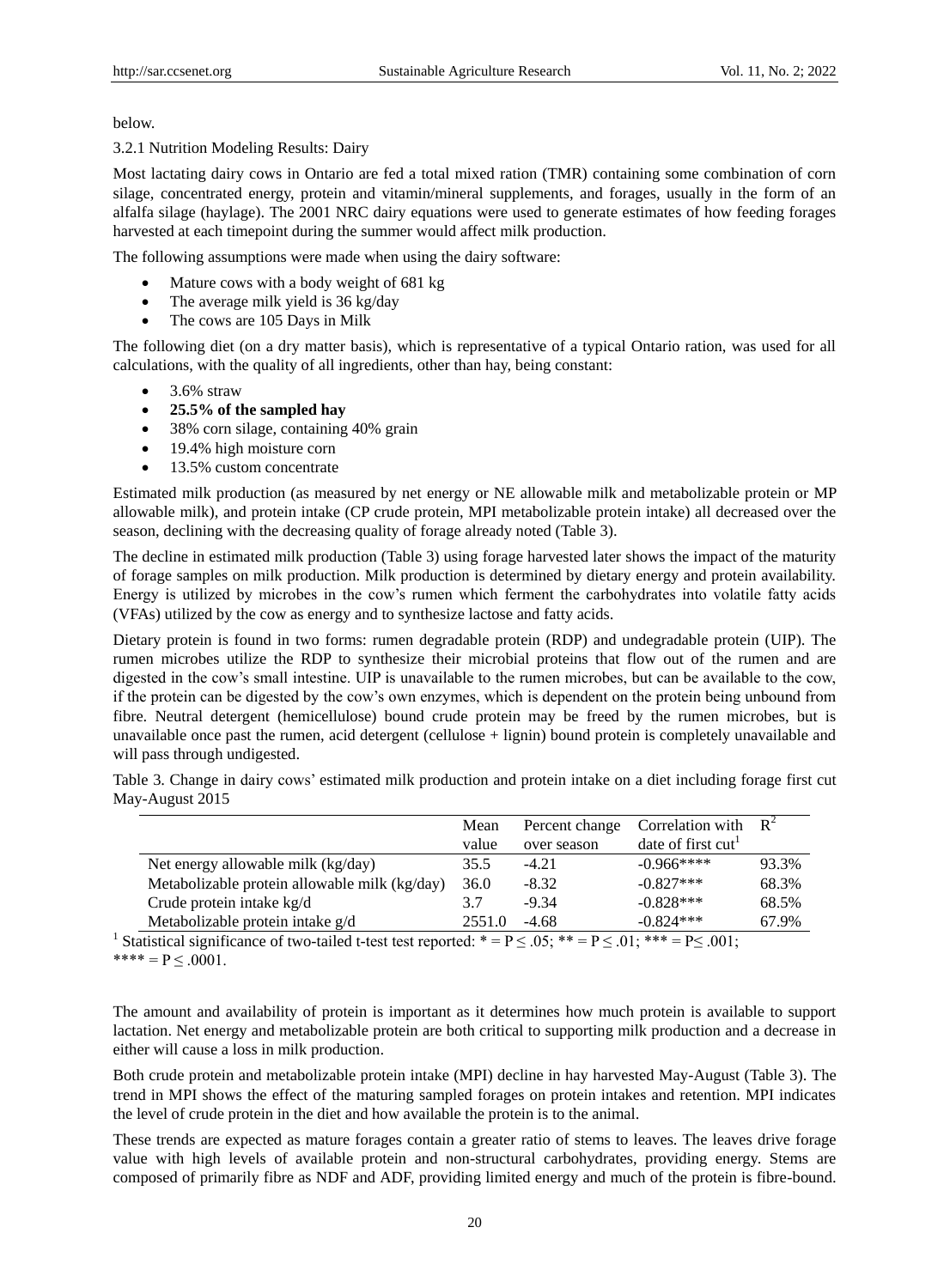below.

### 3.2.1 Nutrition Modeling Results: Dairy

Most lactating dairy cows in Ontario are fed a total mixed ration (TMR) containing some combination of corn silage, concentrated energy, protein and vitamin/mineral supplements, and forages, usually in the form of an alfalfa silage (haylage). The 2001 NRC dairy equations were used to generate estimates of how feeding forages harvested at each timepoint during the summer would affect milk production.

The following assumptions were made when using the dairy software:

- Mature cows with a body weight of 681 kg
- The average milk yield is 36 kg/day
- The cows are 105 Days in Milk

The following diet (on a dry matter basis), which is representative of a typical Ontario ration, was used for all calculations, with the quality of all ingredients, other than hay, being constant:

- 3.6% straw
- **25.5% of the sampled hay**
- 38% corn silage, containing 40% grain
- 19.4% high moisture corn
- 13.5% custom concentrate

Estimated milk production (as measured by net energy or NE allowable milk and metabolizable protein or MP allowable milk), and protein intake (CP crude protein, MPI metabolizable protein intake) all decreased over the season, declining with the decreasing quality of forage already noted (Table 3).

The decline in estimated milk production (Table 3) using forage harvested later shows the impact of the maturity of forage samples on milk production. Milk production is determined by dietary energy and protein availability. Energy is utilized by microbes in the cow's rumen which ferment the carbohydrates into volatile fatty acids (VFAs) utilized by the cow as energy and to synthesize lactose and fatty acids.

Dietary protein is found in two forms: rumen degradable protein (RDP) and undegradable protein (UIP). The rumen microbes utilize the RDP to synthesize their microbial proteins that flow out of the rumen and are digested in the cow's small intestine. UIP is unavailable to the rumen microbes, but can be available to the cow, if the protein can be digested by the cow's own enzymes, which is dependent on the protein being unbound from fibre. Neutral detergent (hemicellulose) bound crude protein may be freed by the rumen microbes, but is unavailable once past the rumen, acid detergent (cellulose + lignin) bound protein is completely unavailable and will pass through undigested.

Table 3. Change in dairy cows' estimated milk production and protein intake on a diet including forage first cut May-August 2015

| | Mean value | Percent change over season | Correlation with date of first cut[1] | $R^2$ |
|---|---|---|---|---|
| Net energy allowable milk (kg/day) | 35.5 | -4.21 | -0.966**** | 93.3% |
| Metabolizable protein allowable milk (kg/day) | 36.0 | -8.32 | -0.827*** | 68.3% |
| Crude protein intake kg/d | 3.7 | -9.34 | -0.828*** | 68.5% |
| Metabolizable protein intake g/d | 2551.0 | -4.68 | -0.824*** | 67.9% |

[1] Statistical significance of two-tailed t-test test reported: * = $P \leq .05$; ** = $P \leq .01$; *** = $P \leq .001$; **** = $P \leq .0001$.

The amount and availability of protein is important as it determines how much protein is available to support lactation. Net energy and metabolizable protein are both critical to supporting milk production and a decrease in either will cause a loss in milk production.

Both crude protein and metabolizable protein intake (MPI) decline in hay harvested May-August (Table 3). The trend in MPI shows the effect of the maturing sampled forages on protein intakes and retention. MPI indicates the level of crude protein in the diet and how available the protein is to the animal.

These trends are expected as mature forages contain a greater ratio of stems to leaves. The leaves drive forage value with high levels of available protein and non-structural carbohydrates, providing energy. Stems are composed of primarily fibre as NDF and ADF, providing limited energy and much of the protein is fibre-bound.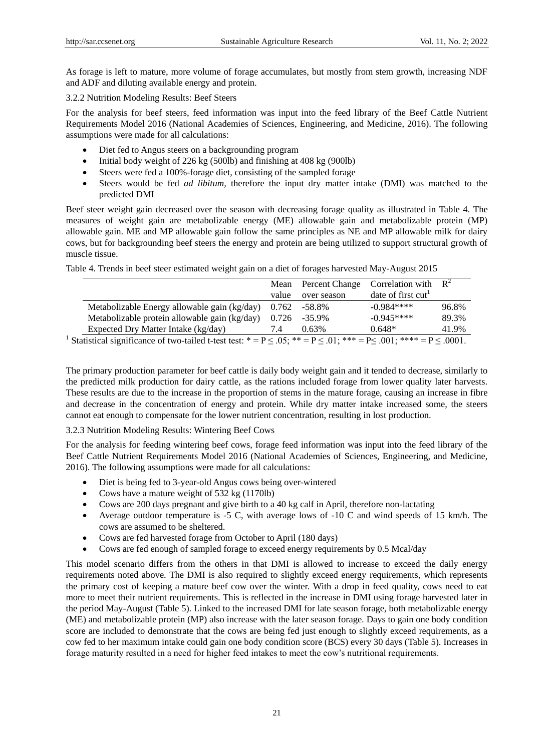As forage is left to mature, more volume of forage accumulates, but mostly from stem growth, increasing NDF and ADF and diluting available energy and protein.

### 3.2.2 Nutrition Modeling Results: Beef Steers

For the analysis for beef steers, feed information was input into the feed library of the Beef Cattle Nutrient Requirements Model 2016 (National Academies of Sciences, Engineering, and Medicine, 2016). The following assumptions were made for all calculations:

- Diet fed to Angus steers on a backgrounding program
- Initial body weight of 226 kg (500lb) and finishing at 408 kg (900lb)
- Steers were fed a 100%-forage diet, consisting of the sampled forage
- Steers would be fed *ad libitum*, therefore the input dry matter intake (DMI) was matched to the predicted DMI

Beef steer weight gain decreased over the season with decreasing forage quality as illustrated in Table 4. The measures of weight gain are metabolizable energy (ME) allowable gain and metabolizable protein (MP) allowable gain. ME and MP allowable gain follow the same principles as NE and MP allowable milk for dairy cows, but for backgrounding beef steers the energy and protein are being utilized to support structural growth of muscle tissue.

Table 4. Trends in beef steer estimated weight gain on a diet of forages harvested May-August 2015

| | Mean value | Percent Change over season | Correlation with date of first cut[1] | $R^2$ |
|---|---|---|---|---|
| Metabolizable Energy allowable gain (kg/day) | 0.762 | -58.8% | -0.984**** | 96.8% |
| Metabolizable protein allowable gain (kg/day) | 0.726 | -35.9% | -0.945**** | 89.3% |
| Expected Dry Matter Intake (kg/day) | 7.4 | 0.63% | 0.648* | 41.9% |

[1] Statistical significance of two-tailed t-test test: * = $P \leq .05$; ** = $P \leq .01$; *** = $P \leq .001$; **** = $P \leq .0001$.

The primary production parameter for beef cattle is daily body weight gain and it tended to decrease, similarly to the predicted milk production for dairy cattle, as the rations included forage from lower quality later harvests. These results are due to the increase in the proportion of stems in the mature forage, causing an increase in fibre and decrease in the concentration of energy and protein. While dry matter intake increased some, the steers cannot eat enough to compensate for the lower nutrient concentration, resulting in lost production.

### 3.2.3 Nutrition Modeling Results: Wintering Beef Cows

For the analysis for feeding wintering beef cows, forage feed information was input into the feed library of the Beef Cattle Nutrient Requirements Model 2016 (National Academies of Sciences, Engineering, and Medicine, 2016). The following assumptions were made for all calculations:

- Diet is being fed to 3-year-old Angus cows being over-wintered
- Cows have a mature weight of 532 kg (1170lb)
- Cows are 200 days pregnant and give birth to a 40 kg calf in April, therefore non-lactating
- Average outdoor temperature is -5 C, with average lows of -10 C and wind speeds of 15 km/h. The cows are assumed to be sheltered.
- Cows are fed harvested forage from October to April (180 days)
- Cows are fed enough of sampled forage to exceed energy requirements by 0.5 Mcal/day

This model scenario differs from the others in that DMI is allowed to increase to exceed the daily energy requirements noted above. The DMI is also required to slightly exceed energy requirements, which represents the primary cost of keeping a mature beef cow over the winter. With a drop in feed quality, cows need to eat more to meet their nutrient requirements. This is reflected in the increase in DMI using forage harvested later in the period May-August (Table 5). Linked to the increased DMI for late season forage, both metabolizable energy (ME) and metabolizable protein (MP) also increase with the later season forage. Days to gain one body condition score are included to demonstrate that the cows are being fed just enough to slightly exceed requirements, as a cow fed to her maximum intake could gain one body condition score (BCS) every 30 days (Table 5). Increases in forage maturity resulted in a need for higher feed intakes to meet the cow's nutritional requirements.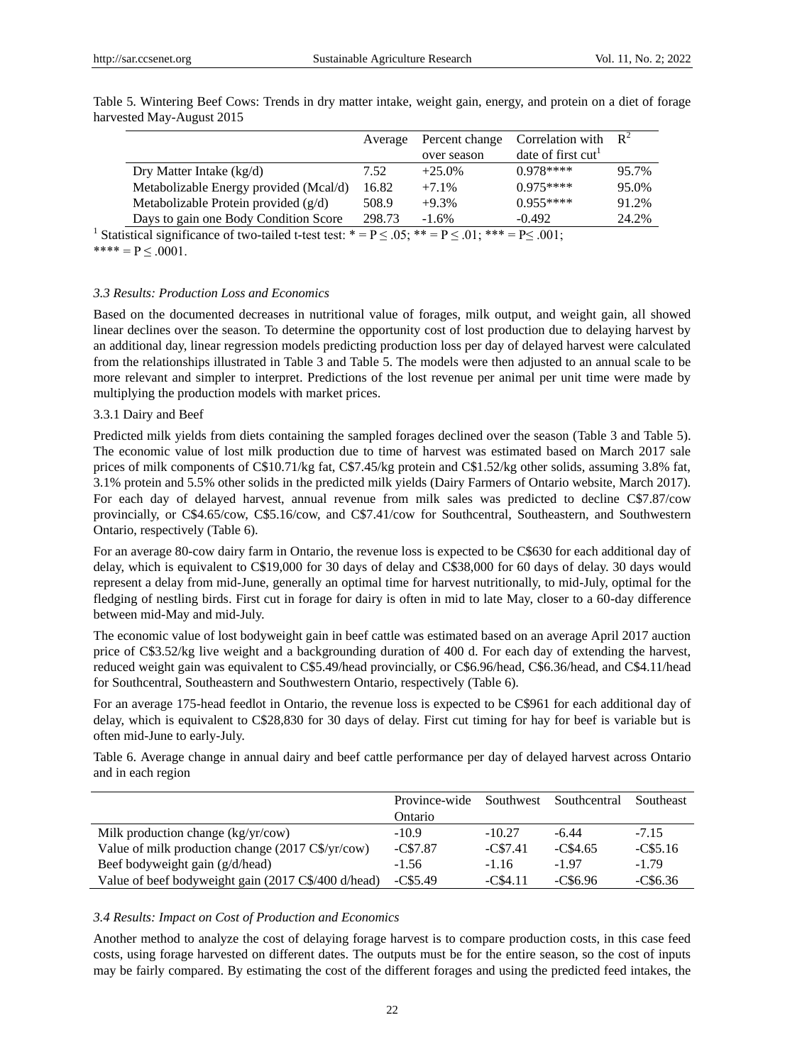Table 5. Wintering Beef Cows: Trends in dry matter intake, weight gain, energy, and protein on a diet of forage harvested May-August 2015

| | Average | Percent change over season | Correlation with date of first cut[1] | $R^2$ |
|---|---|---|---|---|
| Dry Matter Intake (kg/d) | 7.52 | +25.0% | 0.978**** | 95.7% |
| Metabolizable Energy provided (Mcal/d) | 16.82 | +7.1% | 0.975**** | 95.0% |
| Metabolizable Protein provided (g/d) | 508.9 | +9.3% | 0.955**** | 91.2% |
| Days to gain one Body Condition Score | 298.73 | -1.6% | -0.492 | 24.2% |

[1] Statistical significance of two-tailed t-test test: * = P ≤ .05; ** = P ≤ .01; *** = P≤ .001; **** = P ≤ .0001.

### *3.3 Results: Production Loss and Economics*

Based on the documented decreases in nutritional value of forages, milk output, and weight gain, all showed linear declines over the season. To determine the opportunity cost of lost production due to delaying harvest by an additional day, linear regression models predicting production loss per day of delayed harvest were calculated from the relationships illustrated in Table 3 and Table 5. The models were then adjusted to an annual scale to be more relevant and simpler to interpret. Predictions of the lost revenue per animal per unit time were made by multiplying the production models with market prices.

#### 3.3.1 Dairy and Beef

Predicted milk yields from diets containing the sampled forages declined over the season (Table 3 and Table 5). The economic value of lost milk production due to time of harvest was estimated based on March 2017 sale prices of milk components of C$10.71/kg fat, C$7.45/kg protein and C$1.52/kg other solids, assuming 3.8% fat, 3.1% protein and 5.5% other solids in the predicted milk yields (Dairy Farmers of Ontario website, March 2017). For each day of delayed harvest, annual revenue from milk sales was predicted to decline C$7.87/cow provincially, or C$4.65/cow, C$5.16/cow, and C$7.41/cow for Southcentral, Southeastern, and Southwestern Ontario, respectively (Table 6).

For an average 80-cow dairy farm in Ontario, the revenue loss is expected to be C$630 for each additional day of delay, which is equivalent to C$19,000 for 30 days of delay and C$38,000 for 60 days of delay. 30 days would represent a delay from mid-June, generally an optimal time for harvest nutritionally, to mid-July, optimal for the fledging of nestling birds. First cut in forage for dairy is often in mid to late May, closer to a 60-day difference between mid-May and mid-July.

The economic value of lost bodyweight gain in beef cattle was estimated based on an average April 2017 auction price of C$3.52/kg live weight and a backgrounding duration of 400 d. For each day of extending the harvest, reduced weight gain was equivalent to C$5.49/head provincially, or C$6.96/head, C$6.36/head, and C$4.11/head for Southcentral, Southeastern and Southwestern Ontario, respectively (Table 6).

For an average 175-head feedlot in Ontario, the revenue loss is expected to be C$961 for each additional day of delay, which is equivalent to C$28,830 for 30 days of delay. First cut timing for hay for beef is variable but is often mid-June to early-July.

Table 6. Average change in annual dairy and beef cattle performance per day of delayed harvest across Ontario and in each region

| | Province-wide Ontario | Southwest | Southcentral | Southeast |
|---|---|---|---|---|
| Milk production change (kg/yr/cow) | -10.9 | -10.27 | -6.44 | -7.15 |
| Value of milk production change (2017 C$/yr/cow) | -C$7.87 | -C$7.41 | -C$4.65 | -C$5.16 |
| Beef bodyweight gain (g/d/head) | -1.56 | -1.16 | -1.97 | -1.79 |
| Value of beef bodyweight gain (2017 C$/400 d/head) | -C$5.49 | -C$4.11 | -C$6.96 | -C$6.36 |

### *3.4 Results: Impact on Cost of Production and Economics*

Another method to analyze the cost of delaying forage harvest is to compare production costs, in this case feed costs, using forage harvested on different dates. The outputs must be for the entire season, so the cost of inputs may be fairly compared. By estimating the cost of the different forages and using the predicted feed intakes, the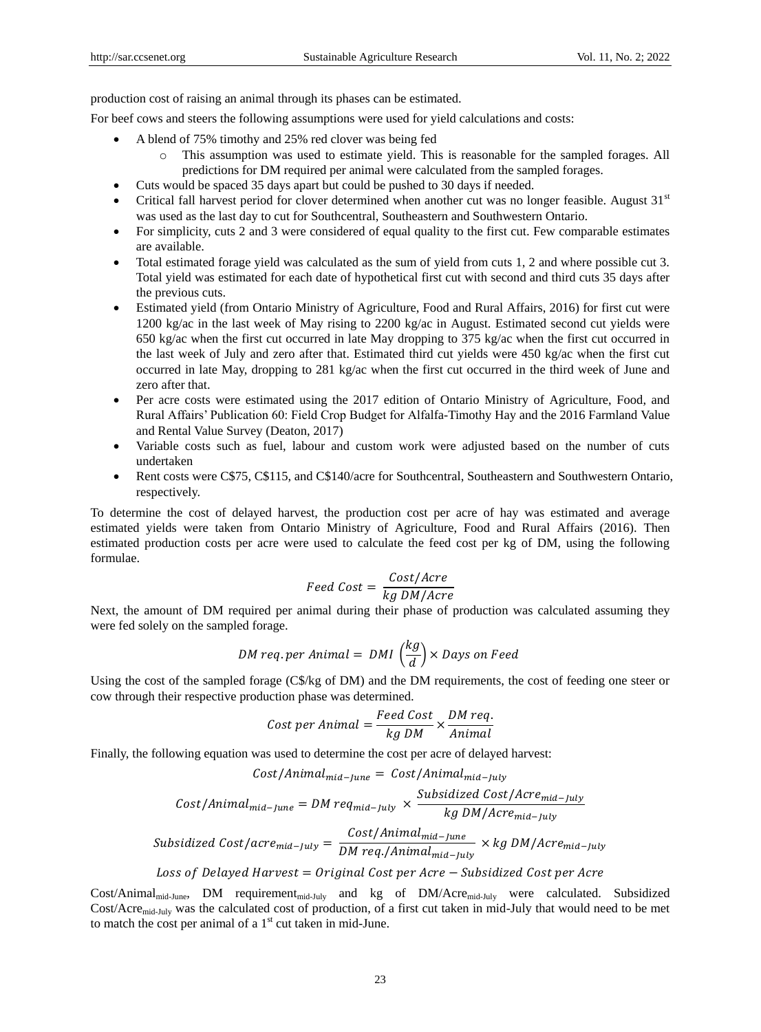production cost of raising an animal through its phases can be estimated.

For beef cows and steers the following assumptions were used for yield calculations and costs:

- A blend of 75% timothy and 25% red clover was being fed
    - This assumption was used to estimate yield. This is reasonable for the sampled forages. All predictions for DM required per animal were calculated from the sampled forages.
- Cuts would be spaced 35 days apart but could be pushed to 30 days if needed.
- Critical fall harvest period for clover determined when another cut was no longer feasible. August 31st was used as the last day to cut for Southcentral, Southeastern and Southwestern Ontario.
- For simplicity, cuts 2 and 3 were considered of equal quality to the first cut. Few comparable estimates are available.
- Total estimated forage yield was calculated as the sum of yield from cuts 1, 2 and where possible cut 3. Total yield was estimated for each date of hypothetical first cut with second and third cuts 35 days after the previous cuts.
- Estimated yield (from Ontario Ministry of Agriculture, Food and Rural Affairs, 2016) for first cut were 1200 kg/ac in the last week of May rising to 2200 kg/ac in August. Estimated second cut yields were 650 kg/ac when the first cut occurred in late May dropping to 375 kg/ac when the first cut occurred in the last week of July and zero after that. Estimated third cut yields were 450 kg/ac when the first cut occurred in late May, dropping to 281 kg/ac when the first cut occurred in the third week of June and zero after that.
- Per acre costs were estimated using the 2017 edition of Ontario Ministry of Agriculture, Food, and Rural Affairs' Publication 60: Field Crop Budget for Alfalfa-Timothy Hay and the 2016 Farmland Value and Rental Value Survey (Deaton, 2017)
- Variable costs such as fuel, labour and custom work were adjusted based on the number of cuts undertaken
- Rent costs were C$75, C$115, and C$140/acre for Southcentral, Southeastern and Southwestern Ontario, respectively.

To determine the cost of delayed harvest, the production cost per acre of hay was estimated and average estimated yields were taken from Ontario Ministry of Agriculture, Food and Rural Affairs (2016). Then estimated production costs per acre were used to calculate the feed cost per kg of DM, using the following formulae.

$$Feed\ Cost = \frac{Cost/Acre}{kg\ DM/Acre}$$

Next, the amount of DM required per animal during their phase of production was calculated assuming they were fed solely on the sampled forage.

$$DM\ req.\ per\ Animal = DMI\ \left(\frac{kg}{d}\right) \times Days\ on\ Feed$$

Using the cost of the sampled forage (C$/kg of DM) and the DM requirements, the cost of feeding one steer or cow through their respective production phase was determined.

$$Cost\ per\ Animal = \frac{Feed\ Cost}{kg\ DM} \times \frac{DM\ req.}{Animal}$$

Finally, the following equation was used to determine the cost per acre of delayed harvest:

$$Cost/Animal_{mid-June} = Cost/Animal_{mid-July}$$

$$Cost/Animal_{mid-June} = DM\ req_{mid-July} \times \frac{Subsidized\ Cost/Acre_{mid-July}}{kg\ DM/Acre_{mid-July}}$$

$$Subsidized\ Cost/acre_{mid-July} = \frac{Cost/Animal_{mid-June}}{DM\ req./Animal_{mid-July}} \times kg\ DM/Acre_{mid-July}$$

$$Loss\ of\ Delayed\ Harvest = Original\ Cost\ per\ Acre - Subsidized\ Cost\ per\ Acre$$

$Cost/Animal_{mid-June}$, DM $requirement_{mid-July}$ and kg of $DM/Acre_{mid-July}$ were calculated. Subsidized $Cost/Acre_{mid-July}$ was the calculated cost of production, of a first cut taken in mid-July that would need to be met to match the cost per animal of a 1st cut taken in mid-June.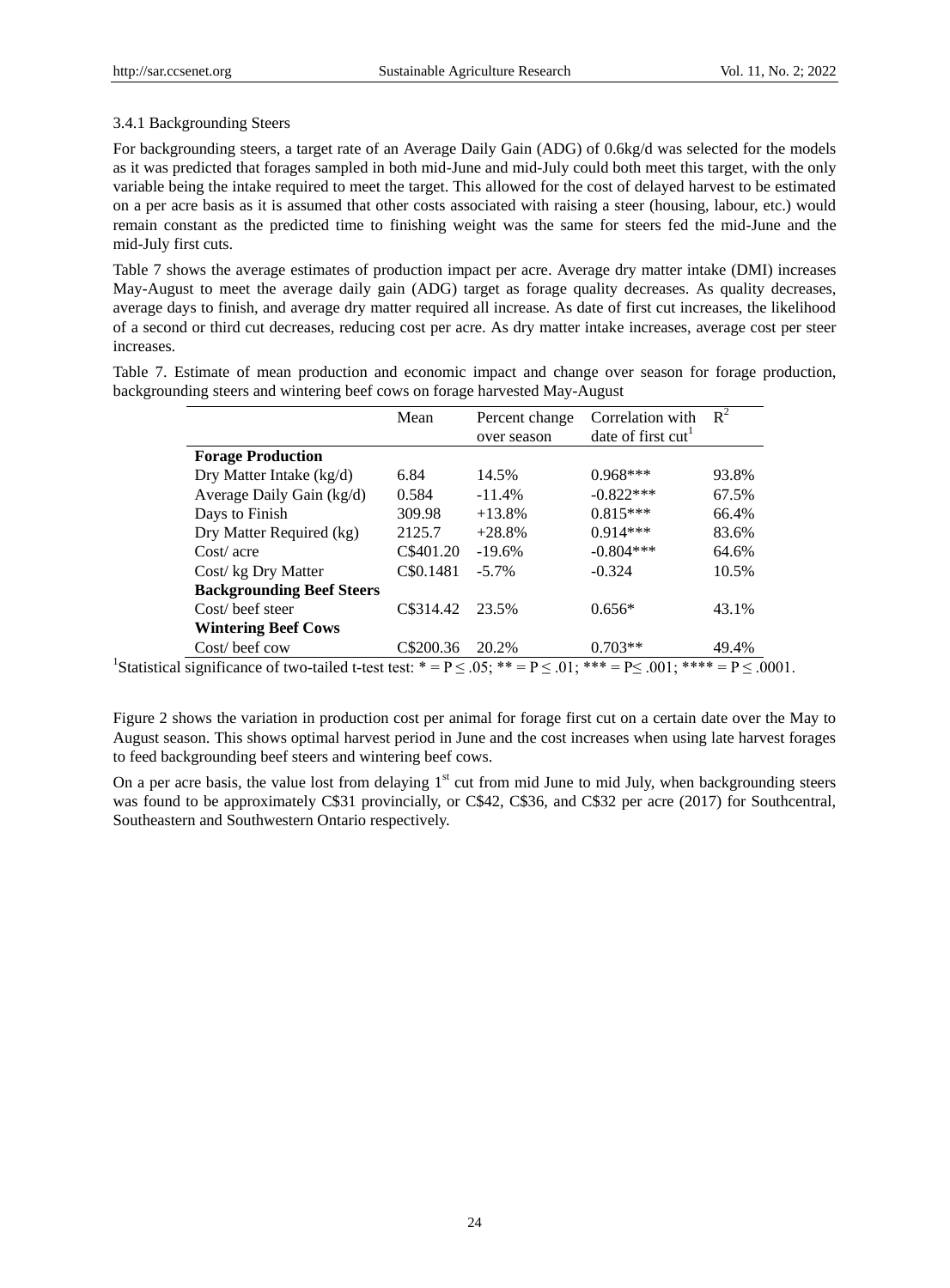#### 3.4.1 Backgrounding Steers

For backgrounding steers, a target rate of an Average Daily Gain (ADG) of 0.6kg/d was selected for the models as it was predicted that forages sampled in both mid-June and mid-July could both meet this target, with the only variable being the intake required to meet the target. This allowed for the cost of delayed harvest to be estimated on a per acre basis as it is assumed that other costs associated with raising a steer (housing, labour, etc.) would remain constant as the predicted time to finishing weight was the same for steers fed the mid-June and the mid-July first cuts.

Table 7 shows the average estimates of production impact per acre. Average dry matter intake (DMI) increases May-August to meet the average daily gain (ADG) target as forage quality decreases. As quality decreases, average days to finish, and average dry matter required all increase. As date of first cut increases, the likelihood of a second or third cut decreases, reducing cost per acre. As dry matter intake increases, average cost per steer increases.

Table 7. Estimate of mean production and economic impact and change over season for forage production, backgrounding steers and wintering beef cows on forage harvested May-August

| | Mean | Percent change over season | Correlation with date of first cut[1] | $R^2$ |
|---|---|---|---|---|
| **Forage Production** | | | | |
| Dry Matter Intake (kg/d) | 6.84 | 14.5% | 0.968*** | 93.8% |
| Average Daily Gain (kg/d) | 0.584 | -11.4% | -0.822*** | 67.5% |
| Days to Finish | 309.98 | +13.8% | 0.815*** | 66.4% |
| Dry Matter Required (kg) | 2125.7 | +28.8% | 0.914*** | 83.6% |
| Cost/ acre | C$401.20 | -19.6% | -0.804*** | 64.6% |
| Cost/ kg Dry Matter | C$0.1481 | -5.7% | -0.324 | 10.5% |
| **Backgrounding Beef Steers** | | | | |
| Cost/ beef steer | C$314.42 | 23.5% | 0.656* | 43.1% |
| **Wintering Beef Cows** | | | | |
| Cost/ beef cow | C$200.36 | 20.2% | 0.703** | 49.4% |

[1]Statistical significance of two-tailed t-test test: * = $P \leq .05$; ** = $P \leq .01$; *** = $P \leq .001$; **** = $P \leq .0001$.

Figure 2 shows the variation in production cost per animal for forage first cut on a certain date over the May to August season. This shows optimal harvest period in June and the cost increases when using late harvest forages to feed backgrounding beef steers and wintering beef cows.

On a per acre basis, the value lost from delaying 1st cut from mid June to mid July, when backgrounding steers was found to be approximately C$31 provincially, or C$42, C$36, and C$32 per acre (2017) for Southcentral, Southeastern and Southwestern Ontario respectively.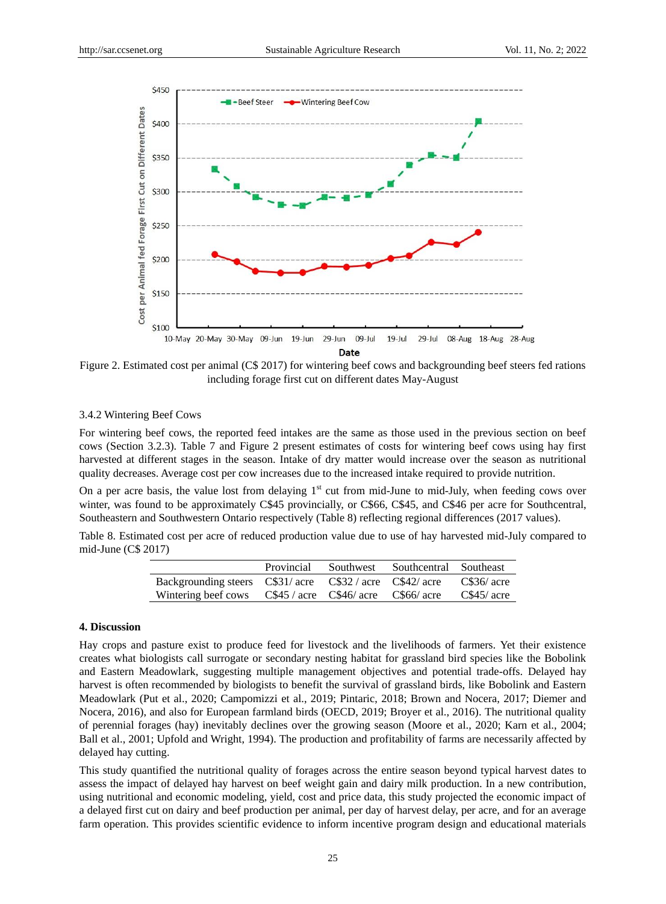Figure 2. Estimated cost per animal (C$ 2017) for wintering beef cows and backgrounding beef steers fed rations including forage first cut on different dates May-August

3.4.2 Wintering Beef Cows

For wintering beef cows, the reported feed intakes are the same as those used in the previous section on beef cows (Section 3.2.3). Table 7 and Figure 2 present estimates of costs for wintering beef cows using hay first harvested at different stages in the season. Intake of dry matter would increase over the season as nutritional quality decreases. Average cost per cow increases due to the increased intake required to provide nutrition.

On a per acre basis, the value lost from delaying 1st cut from mid-June to mid-July, when feeding cows over winter, was found to be approximately C$45 provincially, or C$66, C$45, and C$46 per acre for Southcentral, Southeastern and Southwestern Ontario respectively (Table 8) reflecting regional differences (2017 values).

Table 8. Estimated cost per acre of reduced production value due to use of hay harvested mid-July compared to mid-June (C$ 2017)

| | Provincial | Southwest | Southcentral | Southeast |
|---|---|---|---|---|
| Backgrounding steers | C$31/ acre | C$32 / acre | C$42/ acre | C$36/ acre |
| Wintering beef cows | C$45 / acre | C$46/ acre | C$66/ acre | C$45/ acre |

## 4. Discussion

Hay crops and pasture exist to produce feed for livestock and the livelihoods of farmers. Yet their existence creates what biologists call surrogate or secondary nesting habitat for grassland bird species like the Bobolink and Eastern Meadowlark, suggesting multiple management objectives and potential trade-offs. Delayed hay harvest is often recommended by biologists to benefit the survival of grassland birds, like Bobolink and Eastern Meadowlark (Put et al., 2020; Campomizzi et al., 2019; Pintaric, 2018; Brown and Nocera, 2017; Diemer and Nocera, 2016), and also for European farmland birds (OECD, 2019; Broyer et al., 2016). The nutritional quality of perennial forages (hay) inevitably declines over the growing season (Moore et al., 2020; Karn et al., 2004; Ball et al., 2001; Upfold and Wright, 1994). The production and profitability of farms are necessarily affected by delayed hay cutting.

This study quantified the nutritional quality of forages across the entire season beyond typical harvest dates to assess the impact of delayed hay harvest on beef weight gain and dairy milk production. In a new contribution, using nutritional and economic modeling, yield, cost and price data, this study projected the economic impact of a delayed first cut on dairy and beef production per animal, per day of harvest delay, per acre, and for an average farm operation. This provides scientific evidence to inform incentive program design and educational materials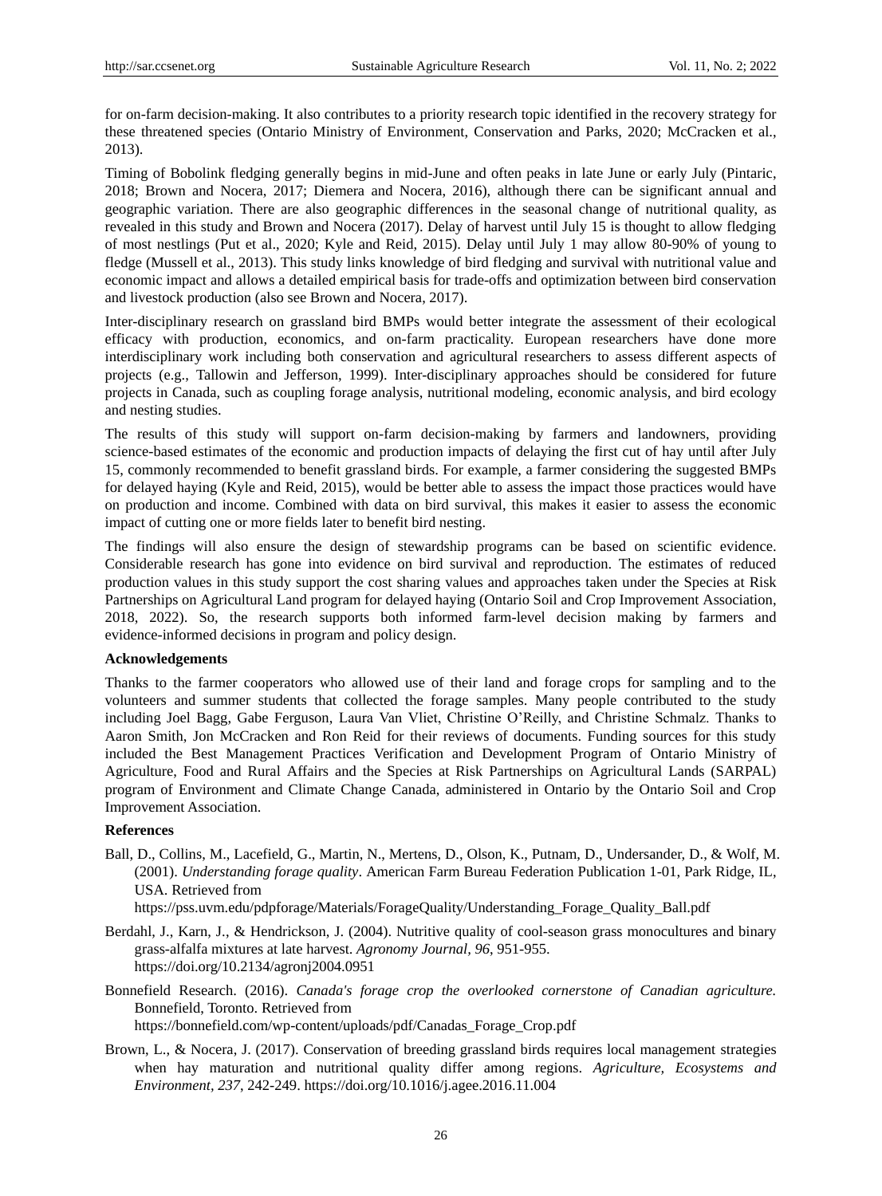for on-farm decision-making. It also contributes to a priority research topic identified in the recovery strategy for these threatened species (Ontario Ministry of Environment, Conservation and Parks, 2020; McCracken et al., 2013).

Timing of Bobolink fledging generally begins in mid-June and often peaks in late June or early July (Pintaric, 2018; Brown and Nocera, 2017; Diemera and Nocera, 2016), although there can be significant annual and geographic variation. There are also geographic differences in the seasonal change of nutritional quality, as revealed in this study and Brown and Nocera (2017). Delay of harvest until July 15 is thought to allow fledging of most nestlings (Put et al., 2020; Kyle and Reid, 2015). Delay until July 1 may allow 80-90% of young to fledge (Mussell et al., 2013). This study links knowledge of bird fledging and survival with nutritional value and economic impact and allows a detailed empirical basis for trade-offs and optimization between bird conservation and livestock production (also see Brown and Nocera, 2017).

Inter-disciplinary research on grassland bird BMPs would better integrate the assessment of their ecological efficacy with production, economics, and on-farm practicality. European researchers have done more interdisciplinary work including both conservation and agricultural researchers to assess different aspects of projects (e.g., Tallowin and Jefferson, 1999). Inter-disciplinary approaches should be considered for future projects in Canada, such as coupling forage analysis, nutritional modeling, economic analysis, and bird ecology and nesting studies.

The results of this study will support on-farm decision-making by farmers and landowners, providing science-based estimates of the economic and production impacts of delaying the first cut of hay until after July 15, commonly recommended to benefit grassland birds. For example, a farmer considering the suggested BMPs for delayed haying (Kyle and Reid, 2015), would be better able to assess the impact those practices would have on production and income. Combined with data on bird survival, this makes it easier to assess the economic impact of cutting one or more fields later to benefit bird nesting.

The findings will also ensure the design of stewardship programs can be based on scientific evidence. Considerable research has gone into evidence on bird survival and reproduction. The estimates of reduced production values in this study support the cost sharing values and approaches taken under the Species at Risk Partnerships on Agricultural Land program for delayed haying (Ontario Soil and Crop Improvement Association, 2018, 2022). So, the research supports both informed farm-level decision making by farmers and evidence-informed decisions in program and policy design.

**Acknowledgements**

Thanks to the farmer cooperators who allowed use of their land and forage crops for sampling and to the volunteers and summer students that collected the forage samples. Many people contributed to the study including Joel Bagg, Gabe Ferguson, Laura Van Vliet, Christine O'Reilly, and Christine Schmalz. Thanks to Aaron Smith, Jon McCracken and Ron Reid for their reviews of documents. Funding sources for this study included the Best Management Practices Verification and Development Program of Ontario Ministry of Agriculture, Food and Rural Affairs and the Species at Risk Partnerships on Agricultural Lands (SARPAL) program of Environment and Climate Change Canada, administered in Ontario by the Ontario Soil and Crop Improvement Association.

**References**

Ball, D., Collins, M., Lacefield, G., Martin, N., Mertens, D., Olson, K., Putnam, D., Undersander, D., & Wolf, M. (2001). *Understanding forage quality*. American Farm Bureau Federation Publication 1-01, Park Ridge, IL, USA. Retrieved from https://pss.uvm.edu/pdpforage/Materials/ForageQuality/Understanding_Forage_Quality_Ball.pdf

Berdahl, J., Karn, J., & Hendrickson, J. (2004). Nutritive quality of cool-season grass monocultures and binary grass-alfalfa mixtures at late harvest. *Agronomy Journal, 96*, 951-955. https://doi.org/10.2134/agronj2004.0951

Bonnefield Research. (2016). *Canada's forage crop the overlooked cornerstone of Canadian agriculture.* Bonnefield, Toronto. Retrieved from https://bonnefield.com/wp-content/uploads/pdf/Canadas_Forage_Crop.pdf

Brown, L., & Nocera, J. (2017). Conservation of breeding grassland birds requires local management strategies when hay maturation and nutritional quality differ among regions. *Agriculture, Ecosystems and Environment, 237*, 242-249. https://doi.org/10.1016/j.agee.2016.11.004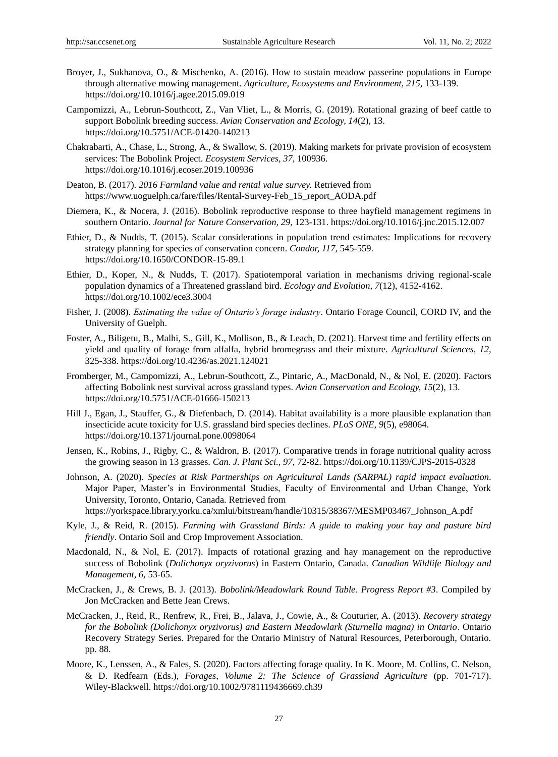Broyer, J., Sukhanova, O., & Mischenko, A. (2016). How to sustain meadow passerine populations in Europe through alternative mowing management. *Agriculture, Ecosystems and Environment, 215*, 133-139. https://doi.org/10.1016/j.agee.2015.09.019

Campomizzi, A., Lebrun-Southcott, Z., Van Vliet, L., & Morris, G. (2019). Rotational grazing of beef cattle to support Bobolink breeding success. *Avian Conservation and Ecology, 14*(2), 13. https://doi.org/10.5751/ACE-01420-140213

Chakrabarti, A., Chase, L., Strong, A., & Swallow, S. (2019). Making markets for private provision of ecosystem services: The Bobolink Project. *Ecosystem Services, 37*, 100936. https://doi.org/10.1016/j.ecoser.2019.100936

Deaton, B. (2017). *2016 Farmland value and rental value survey.* Retrieved from https://www.uoguelph.ca/fare/files/Rental-Survey-Feb_15_report_AODA.pdf

Diemera, K., & Nocera, J. (2016). Bobolink reproductive response to three hayfield management regimens in southern Ontario. *Journal for Nature Conservation, 29*, 123-131. https://doi.org/10.1016/j.jnc.2015.12.007

Ethier, D., & Nudds, T. (2015). Scalar considerations in population trend estimates: Implications for recovery strategy planning for species of conservation concern. *Condor, 117*, 545-559. https://doi.org/10.1650/CONDOR-15-89.1

Ethier, D., Koper, N., & Nudds, T. (2017). Spatiotemporal variation in mechanisms driving regional-scale population dynamics of a Threatened grassland bird. *Ecology and Evolution, 7*(12), 4152-4162. https://doi.org/10.1002/ece3.3004

Fisher, J. (2008). *Estimating the value of Ontario's forage industry*. Ontario Forage Council, CORD IV, and the University of Guelph.

Foster, A., Biligetu, B., Malhi, S., Gill, K., Mollison, B., & Leach, D. (2021). Harvest time and fertility effects on yield and quality of forage from alfalfa, hybrid bromegrass and their mixture. *Agricultural Sciences, 12*, 325-338. https://doi.org/10.4236/as.2021.124021

Fromberger, M., Campomizzi, A., Lebrun-Southcott, Z., Pintaric, A., MacDonald, N., & Nol, E. (2020). Factors affecting Bobolink nest survival across grassland types. *Avian Conservation and Ecology, 15*(2), 13. https://doi.org/10.5751/ACE-01666-150213

Hill J., Egan, J., Stauffer, G., & Diefenbach, D. (2014). Habitat availability is a more plausible explanation than insecticide acute toxicity for U.S. grassland bird species declines. *PLoS ONE, 9*(5), e98064. https://doi.org/10.1371/journal.pone.0098064

Jensen, K., Robins, J., Rigby, C., & Waldron, B. (2017). Comparative trends in forage nutritional quality across the growing season in 13 grasses. *Can. J. Plant Sci., 97*, 72-82. https://doi.org/10.1139/CJPS-2015-0328

Johnson, A. (2020). *Species at Risk Partnerships on Agricultural Lands (SARPAL) rapid impact evaluation*. Major Paper, Master's in Environmental Studies, Faculty of Environmental and Urban Change, York University, Toronto, Ontario, Canada. Retrieved from https://yorkspace.library.yorku.ca/xmlui/bitstream/handle/10315/38367/MESMP03467_Johnson_A.pdf

Kyle, J., & Reid, R. (2015). *Farming with Grassland Birds: A guide to making your hay and pasture bird friendly*. Ontario Soil and Crop Improvement Association.

Macdonald, N., & Nol, E. (2017). Impacts of rotational grazing and hay management on the reproductive success of Bobolink (*Dolichonyx oryzivorus*) in Eastern Ontario, Canada. *Canadian Wildlife Biology and Management, 6*, 53-65.

McCracken, J., & Crews, B. J. (2013). *Bobolink/Meadowlark Round Table. Progress Report #3*. Compiled by Jon McCracken and Bette Jean Crews.

McCracken, J., Reid, R., Renfrew, R., Frei, B., Jalava, J., Cowie, A., & Couturier, A. (2013). *Recovery strategy for the Bobolink (Dolichonyx oryzivorus) and Eastern Meadowlark (Sturnella magna) in Ontario*. Ontario Recovery Strategy Series. Prepared for the Ontario Ministry of Natural Resources, Peterborough, Ontario. pp. 88.

Moore, K., Lenssen, A., & Fales, S. (2020). Factors affecting forage quality. In K. Moore, M. Collins, C. Nelson, & D. Redfearn (Eds.), *Forages, Volume 2: The Science of Grassland Agriculture* (pp. 701-717). Wiley-Blackwell. https://doi.org/10.1002/9781119436669.ch39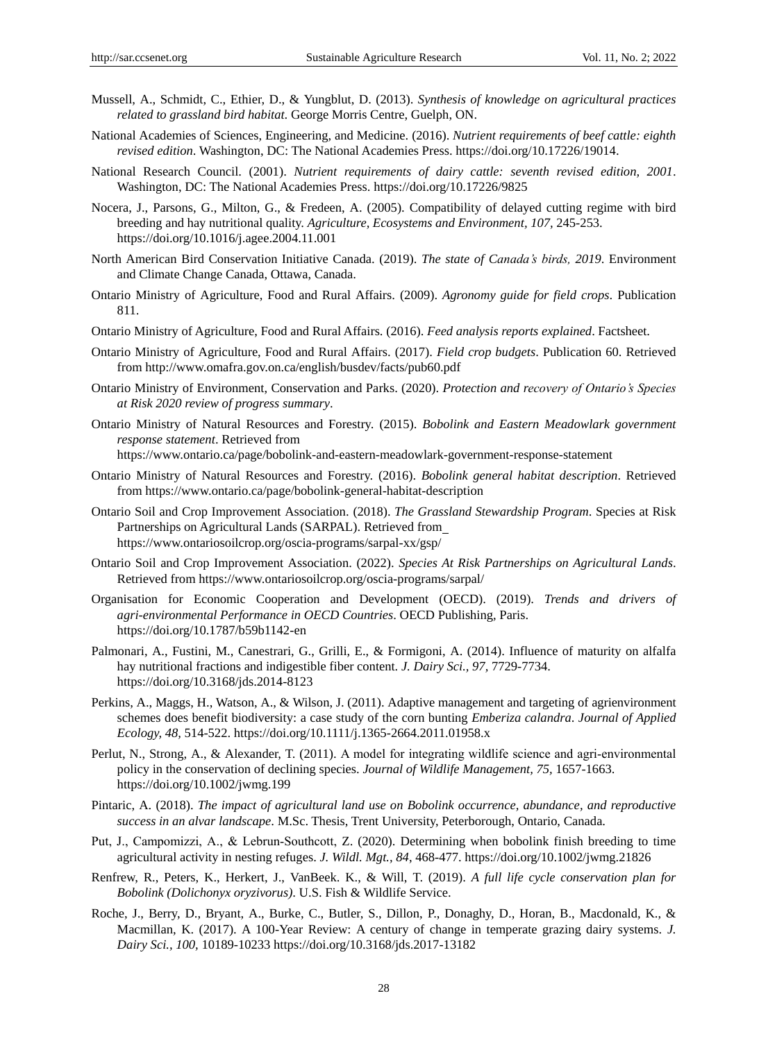Mussell, A., Schmidt, C., Ethier, D., & Yungblut, D. (2013). *Synthesis of knowledge on agricultural practices related to grassland bird habitat.* George Morris Centre, Guelph, ON.

National Academies of Sciences, Engineering, and Medicine. (2016). *Nutrient requirements of beef cattle: eighth revised edition*. Washington, DC: The National Academies Press. https://doi.org/10.17226/19014.

National Research Council. (2001). *Nutrient requirements of dairy cattle: seventh revised edition, 2001*. Washington, DC: The National Academies Press. https://doi.org/10.17226/9825

Nocera, J., Parsons, G., Milton, G., & Fredeen, A. (2005). Compatibility of delayed cutting regime with bird breeding and hay nutritional quality. *Agriculture, Ecosystems and Environment, 107*, 245-253. https://doi.org/10.1016/j.agee.2004.11.001

North American Bird Conservation Initiative Canada. (2019). *The state of Canada's birds, 2019*. Environment and Climate Change Canada, Ottawa, Canada.

Ontario Ministry of Agriculture, Food and Rural Affairs. (2009). *Agronomy guide for field crops*. Publication 811.

Ontario Ministry of Agriculture, Food and Rural Affairs. (2016). *Feed analysis reports explained*. Factsheet.

Ontario Ministry of Agriculture, Food and Rural Affairs. (2017). *Field crop budgets*. Publication 60. Retrieved from http://www.omafra.gov.on.ca/english/busdev/facts/pub60.pdf

Ontario Ministry of Environment, Conservation and Parks. (2020). *Protection and recovery of Ontario's Species at Risk 2020 review of progress summary*.

Ontario Ministry of Natural Resources and Forestry. (2015). *Bobolink and Eastern Meadowlark government response statement*. Retrieved from https://www.ontario.ca/page/bobolink-and-eastern-meadowlark-government-response-statement

Ontario Ministry of Natural Resources and Forestry. (2016). *Bobolink general habitat description*. Retrieved from https://www.ontario.ca/page/bobolink-general-habitat-description

Ontario Soil and Crop Improvement Association. (2018). *The Grassland Stewardship Program*. Species at Risk Partnerships on Agricultural Lands (SARPAL). Retrieved from https://www.ontariosoilcrop.org/oscia-programs/sarpal-xx/gsp/

Ontario Soil and Crop Improvement Association. (2022). *Species At Risk Partnerships on Agricultural Lands*. Retrieved from https://www.ontariosoilcrop.org/oscia-programs/sarpal/

Organisation for Economic Cooperation and Development (OECD). (2019). *Trends and drivers of agri-environmental Performance in OECD Countries*. OECD Publishing, Paris. https://doi.org/10.1787/b59b1142-en

Palmonari, A., Fustini, M., Canestrari, G., Grilli, E., & Formigoni, A. (2014). Influence of maturity on alfalfa hay nutritional fractions and indigestible fiber content. *J. Dairy Sci., 97*, 7729-7734. https://doi.org/10.3168/jds.2014-8123

Perkins, A., Maggs, H., Watson, A., & Wilson, J. (2011). Adaptive management and targeting of agrienvironment schemes does benefit biodiversity: a case study of the corn bunting *Emberiza calandra*. *Journal of Applied Ecology, 48*, 514-522. https://doi.org/10.1111/j.1365-2664.2011.01958.x

Perlut, N., Strong, A., & Alexander, T. (2011). A model for integrating wildlife science and agri-environmental policy in the conservation of declining species. *Journal of Wildlife Management, 75*, 1657-1663. https://doi.org/10.1002/jwmg.199

Pintaric, A. (2018). *The impact of agricultural land use on Bobolink occurrence, abundance, and reproductive success in an alvar landscape*. M.Sc. Thesis, Trent University, Peterborough, Ontario, Canada.

Put, J., Campomizzi, A., & Lebrun-Southcott, Z. (2020). Determining when bobolink finish breeding to time agricultural activity in nesting refuges. *J. Wildl. Mgt., 84*, 468-477. https://doi.org/10.1002/jwmg.21826

Renfrew, R., Peters, K., Herkert, J., VanBeek. K., & Will, T. (2019). *A full life cycle conservation plan for Bobolink (Dolichonyx oryzivorus)*. U.S. Fish & Wildlife Service.

Roche, J., Berry, D., Bryant, A., Burke, C., Butler, S., Dillon, P., Donaghy, D., Horan, B., Macdonald, K., & Macmillan, K. (2017). A 100-Year Review: A century of change in temperate grazing dairy systems. *J. Dairy Sci., 100*, 10189-10233 https://doi.org/10.3168/jds.2017-13182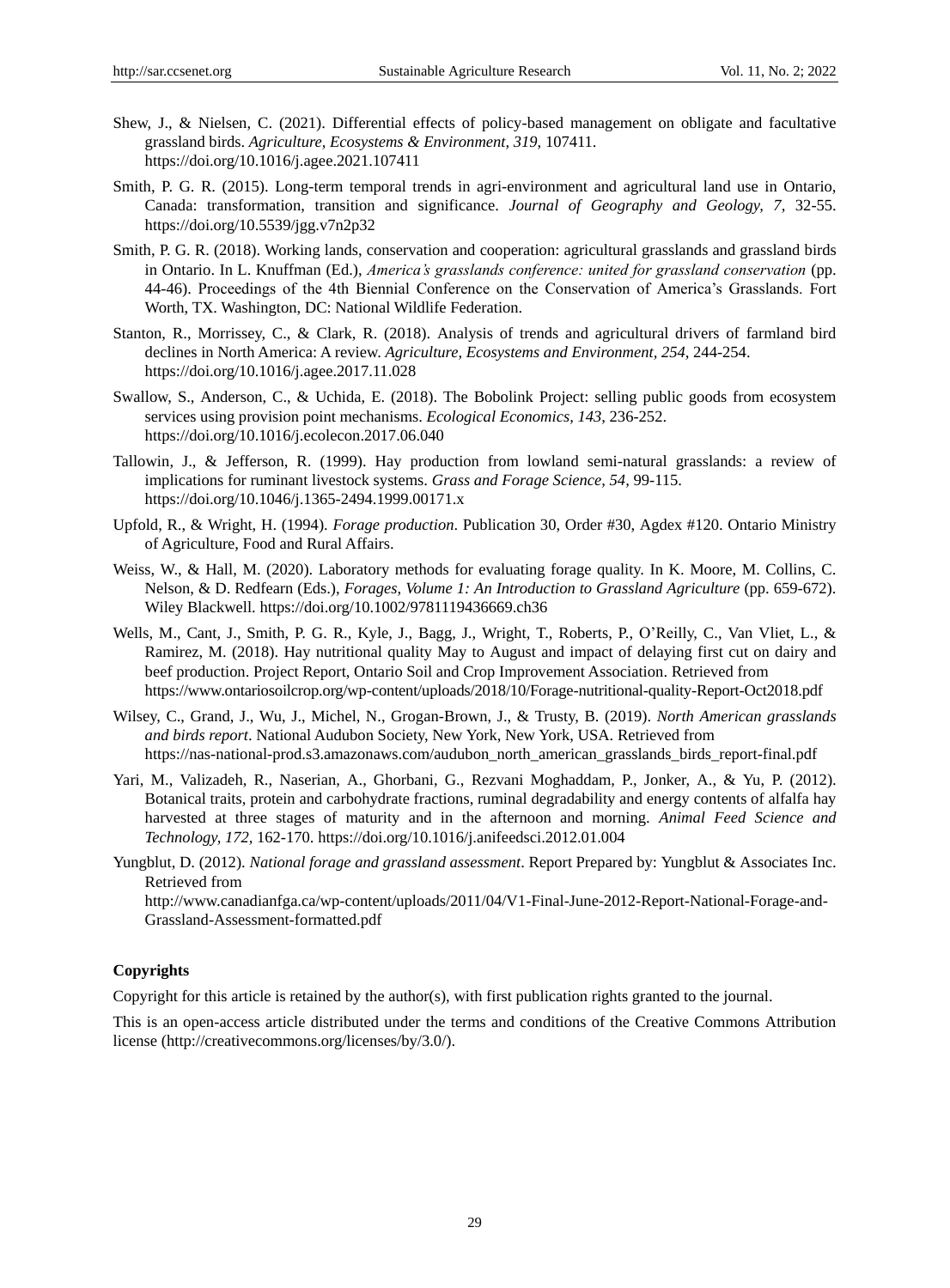Shew, J., & Nielsen, C. (2021). Differential effects of policy-based management on obligate and facultative grassland birds. *Agriculture, Ecosystems & Environment, 319*, 107411. https://doi.org/10.1016/j.agee.2021.107411

Smith, P. G. R. (2015). Long-term temporal trends in agri-environment and agricultural land use in Ontario, Canada: transformation, transition and significance. *Journal of Geography and Geology, 7*, 32-55. https://doi.org/10.5539/jgg.v7n2p32

Smith, P. G. R. (2018). Working lands, conservation and cooperation: agricultural grasslands and grassland birds in Ontario. In L. Knuffman (Ed.), *America's grasslands conference: united for grassland conservation* (pp. 44-46). Proceedings of the 4th Biennial Conference on the Conservation of America's Grasslands. Fort Worth, TX. Washington, DC: National Wildlife Federation.

Stanton, R., Morrissey, C., & Clark, R. (2018). Analysis of trends and agricultural drivers of farmland bird declines in North America: A review. *Agriculture, Ecosystems and Environment, 254*, 244-254. https://doi.org/10.1016/j.agee.2017.11.028

Swallow, S., Anderson, C., & Uchida, E. (2018). The Bobolink Project: selling public goods from ecosystem services using provision point mechanisms. *Ecological Economics, 143*, 236-252. https://doi.org/10.1016/j.ecolecon.2017.06.040

Tallowin, J., & Jefferson, R. (1999). Hay production from lowland semi-natural grasslands: a review of implications for ruminant livestock systems. *Grass and Forage Science, 54*, 99-115. https://doi.org/10.1046/j.1365-2494.1999.00171.x

Upfold, R., & Wright, H. (1994). *Forage production*. Publication 30, Order #30, Agdex #120. Ontario Ministry of Agriculture, Food and Rural Affairs.

Weiss, W., & Hall, M. (2020). Laboratory methods for evaluating forage quality. In K. Moore, M. Collins, C. Nelson, & D. Redfearn (Eds.), *Forages, Volume 1: An Introduction to Grassland Agriculture* (pp. 659-672). Wiley Blackwell. https://doi.org/10.1002/9781119436669.ch36

Wells, M., Cant, J., Smith, P. G. R., Kyle, J., Bagg, J., Wright, T., Roberts, P., O'Reilly, C., Van Vliet, L., & Ramirez, M. (2018). Hay nutritional quality May to August and impact of delaying first cut on dairy and beef production. Project Report, Ontario Soil and Crop Improvement Association. Retrieved from https://www.ontariosoilcrop.org/wp-content/uploads/2018/10/Forage-nutritional-quality-Report-Oct2018.pdf

Wilsey, C., Grand, J., Wu, J., Michel, N., Grogan-Brown, J., & Trusty, B. (2019). *North American grasslands and birds report*. National Audubon Society, New York, New York, USA. Retrieved from https://nas-national-prod.s3.amazonaws.com/audubon_north_american_grasslands_birds_report-final.pdf

Yari, M., Valizadeh, R., Naserian, A., Ghorbani, G., Rezvani Moghaddam, P., Jonker, A., & Yu, P. (2012). Botanical traits, protein and carbohydrate fractions, ruminal degradability and energy contents of alfalfa hay harvested at three stages of maturity and in the afternoon and morning. *Animal Feed Science and Technology, 172*, 162-170. https://doi.org/10.1016/j.anifeedsci.2012.01.004

Yungblut, D. (2012). *National forage and grassland assessment*. Report Prepared by: Yungblut & Associates Inc. Retrieved from http://www.canadianfga.ca/wp-content/uploads/2011/04/V1-Final-June-2012-Report-National-Forage-and-Grassland-Assessment-formatted.pdf

**Copyrights**

Copyright for this article is retained by the author(s), with first publication rights granted to the journal.

This is an open-access article distributed under the terms and conditions of the Creative Commons Attribution license (http://creativecommons.org/licenses/by/3.0/).